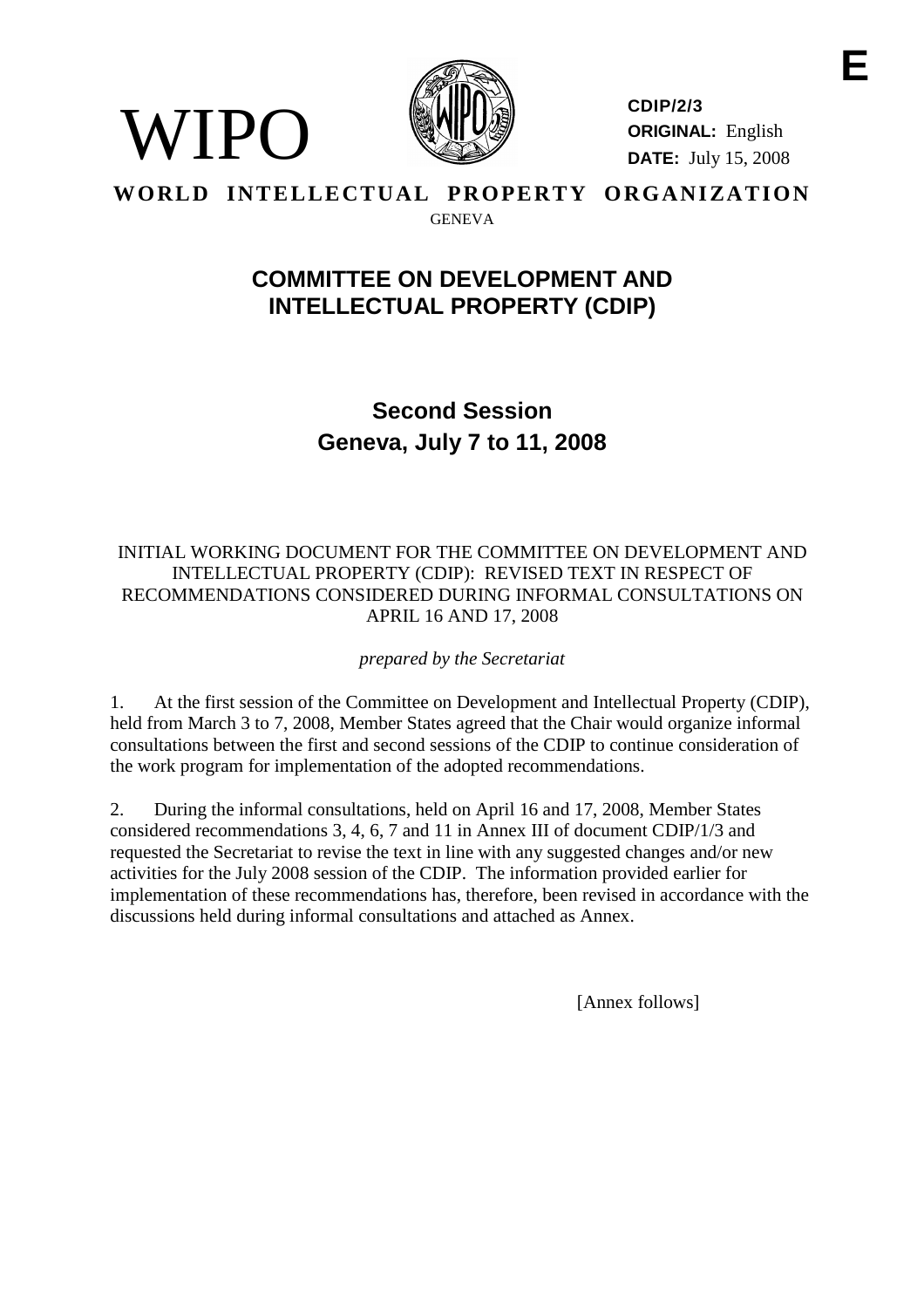**E**

WIPO

**CDIP/2/3**
**ORIGINAL:** English
**DATE:** July 15, 2008

**WORLD INTELLECTUAL PROPERTY ORGANIZATION**

GENEVA

# COMMITTEE ON DEVELOPMENT AND INTELLECTUAL PROPERTY (CDIP)

## Second Session
## Geneva, July 7 to 11, 2008

INITIAL WORKING DOCUMENT FOR THE COMMITTEE ON DEVELOPMENT AND INTELLECTUAL PROPERTY (CDIP): REVISED TEXT IN RESPECT OF RECOMMENDATIONS CONSIDERED DURING INFORMAL CONSULTATIONS ON APRIL 16 AND 17, 2008

*prepared by the Secretariat*

1. At the first session of the Committee on Development and Intellectual Property (CDIP), held from March 3 to 7, 2008, Member States agreed that the Chair would organize informal consultations between the first and second sessions of the CDIP to continue consideration of the work program for implementation of the adopted recommendations.

2. During the informal consultations, held on April 16 and 17, 2008, Member States considered recommendations 3, 4, 6, 7 and 11 in Annex III of document CDIP/1/3 and requested the Secretariat to revise the text in line with any suggested changes and/or new activities for the July 2008 session of the CDIP. The information provided earlier for implementation of these recommendations has, therefore, been revised in accordance with the discussions held during informal consultations and attached as Annex.

[Annex follows]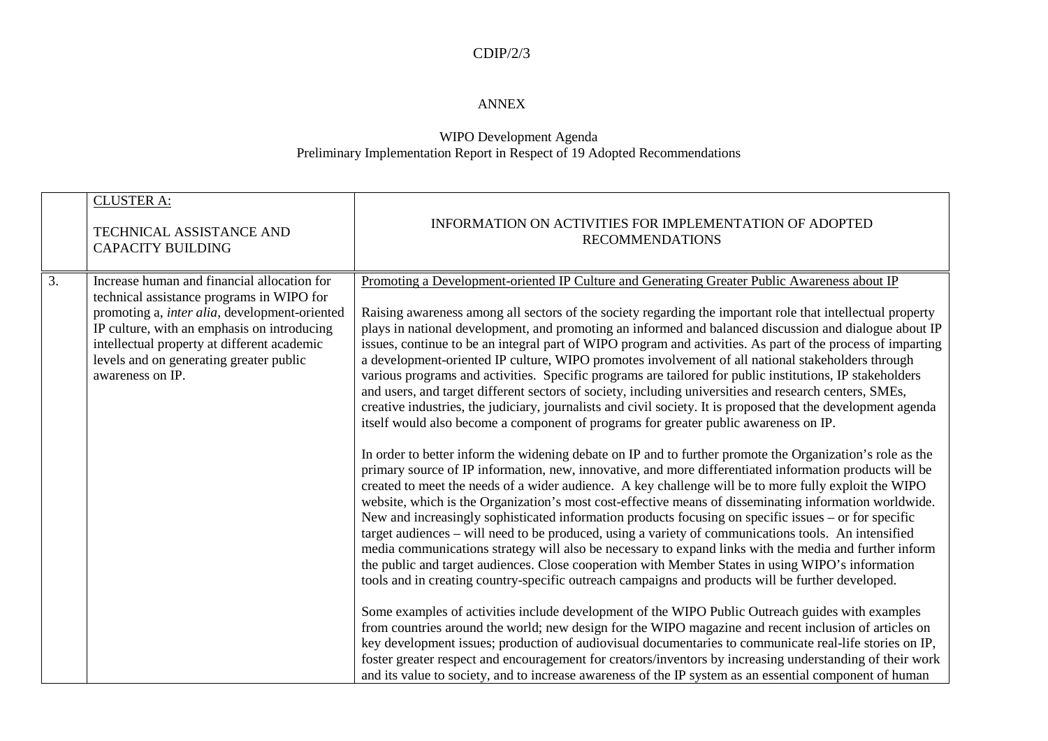CDIP/2/3

ANNEX

WIPO Development Agenda
Preliminary Implementation Report in Respect of 19 Adopted Recommendations

| | CLUSTER A:<br><br>TECHNICAL ASSISTANCE AND CAPACITY BUILDING | INFORMATION ON ACTIVITIES FOR IMPLEMENTATION OF ADOPTED RECOMMENDATIONS |
|---|---|---|
| 3. | Increase human and financial allocation for technical assistance programs in WIPO for promoting a, *inter alia*, development-oriented IP culture, with an emphasis on introducing intellectual property at different academic levels and on generating greater public awareness on IP. | Promoting a Development-oriented IP Culture and Generating Greater Public Awareness about IP<br><br>Raising awareness among all sectors of the society regarding the important role that intellectual property plays in national development, and promoting an informed and balanced discussion and dialogue about IP issues, continue to be an integral part of WIPO program and activities. As part of the process of imparting a development-oriented IP culture, WIPO promotes involvement of all national stakeholders through various programs and activities. Specific programs are tailored for public institutions, IP stakeholders and users, and target different sectors of society, including universities and research centers, SMEs, creative industries, the judiciary, journalists and civil society. It is proposed that the development agenda itself would also become a component of programs for greater public awareness on IP.<br><br>In order to better inform the widening debate on IP and to further promote the Organization's role as the primary source of IP information, new, innovative, and more differentiated information products will be created to meet the needs of a wider audience. A key challenge will be to more fully exploit the WIPO website, which is the Organization's most cost-effective means of disseminating information worldwide. New and increasingly sophisticated information products focusing on specific issues – or for specific target audiences – will need to be produced, using a variety of communications tools. An intensified media communications strategy will also be necessary to expand links with the media and further inform the public and target audiences. Close cooperation with Member States in using WIPO's information tools and in creating country-specific outreach campaigns and products will be further developed.<br><br>Some examples of activities include development of the WIPO Public Outreach guides with examples from countries around the world; new design for the WIPO magazine and recent inclusion of articles on key development issues; production of audiovisual documentaries to communicate real-life stories on IP, foster greater respect and encouragement for creators/inventors by increasing understanding of their work and its value to society, and to increase awareness of the IP system as an essential component of human |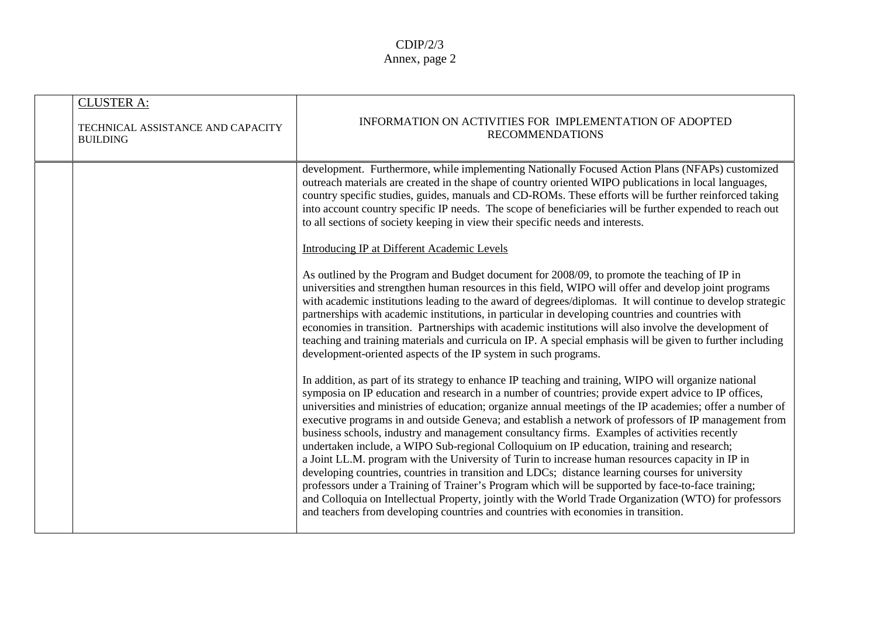| | CLUSTER A:<br><br>TECHNICAL ASSISTANCE AND CAPACITY BUILDING | INFORMATION ON ACTIVITIES FOR IMPLEMENTATION OF ADOPTED RECOMMENDATIONS |
|---|---|---|
| | | development. Furthermore, while implementing Nationally Focused Action Plans (NFAPs) customized outreach materials are created in the shape of country oriented WIPO publications in local languages, country specific studies, guides, manuals and CD-ROMs. These efforts will be further reinforced taking into account country specific IP needs. The scope of beneficiaries will be further expended to reach out to all sections of society keeping in view their specific needs and interests.<br><br>Introducing IP at Different Academic Levels<br><br>As outlined by the Program and Budget document for 2008/09, to promote the teaching of IP in universities and strengthen human resources in this field, WIPO will offer and develop joint programs with academic institutions leading to the award of degrees/diplomas. It will continue to develop strategic partnerships with academic institutions, in particular in developing countries and countries with economies in transition. Partnerships with academic institutions will also involve the development of teaching and training materials and curricula on IP. A special emphasis will be given to further including development-oriented aspects of the IP system in such programs.<br><br>In addition, as part of its strategy to enhance IP teaching and training, WIPO will organize national symposia on IP education and research in a number of countries; provide expert advice to IP offices, universities and ministries of education; organize annual meetings of the IP academies; offer a number of executive programs in and outside Geneva; and establish a network of professors of IP management from business schools, industry and management consultancy firms. Examples of activities recently undertaken include, a WIPO Sub-regional Colloquium on IP education, training and research; a Joint LL.M. program with the University of Turin to increase human resources capacity in IP in developing countries, countries in transition and LDCs; distance learning courses for university professors under a Training of Trainer's Program which will be supported by face-to-face training; and Colloquia on Intellectual Property, jointly with the World Trade Organization (WTO) for professors and teachers from developing countries and countries with economies in transition. |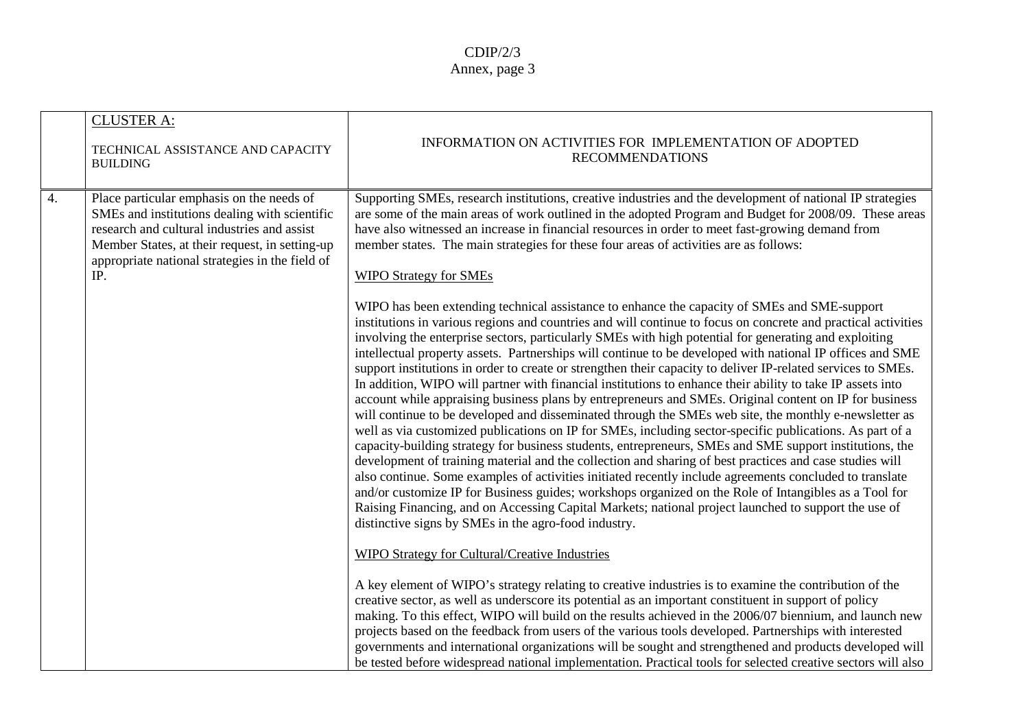| | CLUSTER A:<br><br>TECHNICAL ASSISTANCE AND CAPACITY BUILDING | INFORMATION ON ACTIVITIES FOR IMPLEMENTATION OF ADOPTED RECOMMENDATIONS |
|---|---|---|
| 4. | Place particular emphasis on the needs of SMEs and institutions dealing with scientific research and cultural industries and assist Member States, at their request, in setting-up appropriate national strategies in the field of IP. | Supporting SMEs, research institutions, creative industries and the development of national IP strategies are some of the main areas of work outlined in the adopted Program and Budget for 2008/09. These areas have also witnessed an increase in financial resources in order to meet fast-growing demand from member states. The main strategies for these four areas of activities are as follows:<br><br>WIPO Strategy for SMEs<br><br>WIPO has been extending technical assistance to enhance the capacity of SMEs and SME-support institutions in various regions and countries and will continue to focus on concrete and practical activities involving the enterprise sectors, particularly SMEs with high potential for generating and exploiting intellectual property assets. Partnerships will continue to be developed with national IP offices and SME support institutions in order to create or strengthen their capacity to deliver IP-related services to SMEs. In addition, WIPO will partner with financial institutions to enhance their ability to take IP assets into account while appraising business plans by entrepreneurs and SMEs. Original content on IP for business will continue to be developed and disseminated through the SMEs web site, the monthly e-newsletter as well as via customized publications on IP for SMEs, including sector-specific publications. As part of a capacity-building strategy for business students, entrepreneurs, SMEs and SME support institutions, the development of training material and the collection and sharing of best practices and case studies will also continue. Some examples of activities initiated recently include agreements concluded to translate and/or customize IP for Business guides; workshops organized on the Role of Intangibles as a Tool for Raising Financing, and on Accessing Capital Markets; national project launched to support the use of distinctive signs by SMEs in the agro-food industry.<br><br>WIPO Strategy for Cultural/Creative Industries<br><br>A key element of WIPO's strategy relating to creative industries is to examine the contribution of the creative sector, as well as underscore its potential as an important constituent in support of policy making. To this effect, WIPO will build on the results achieved in the 2006/07 biennium, and launch new projects based on the feedback from users of the various tools developed. Partnerships with interested governments and international organizations will be sought and strengthened and products developed will be tested before widespread national implementation. Practical tools for selected creative sectors will also |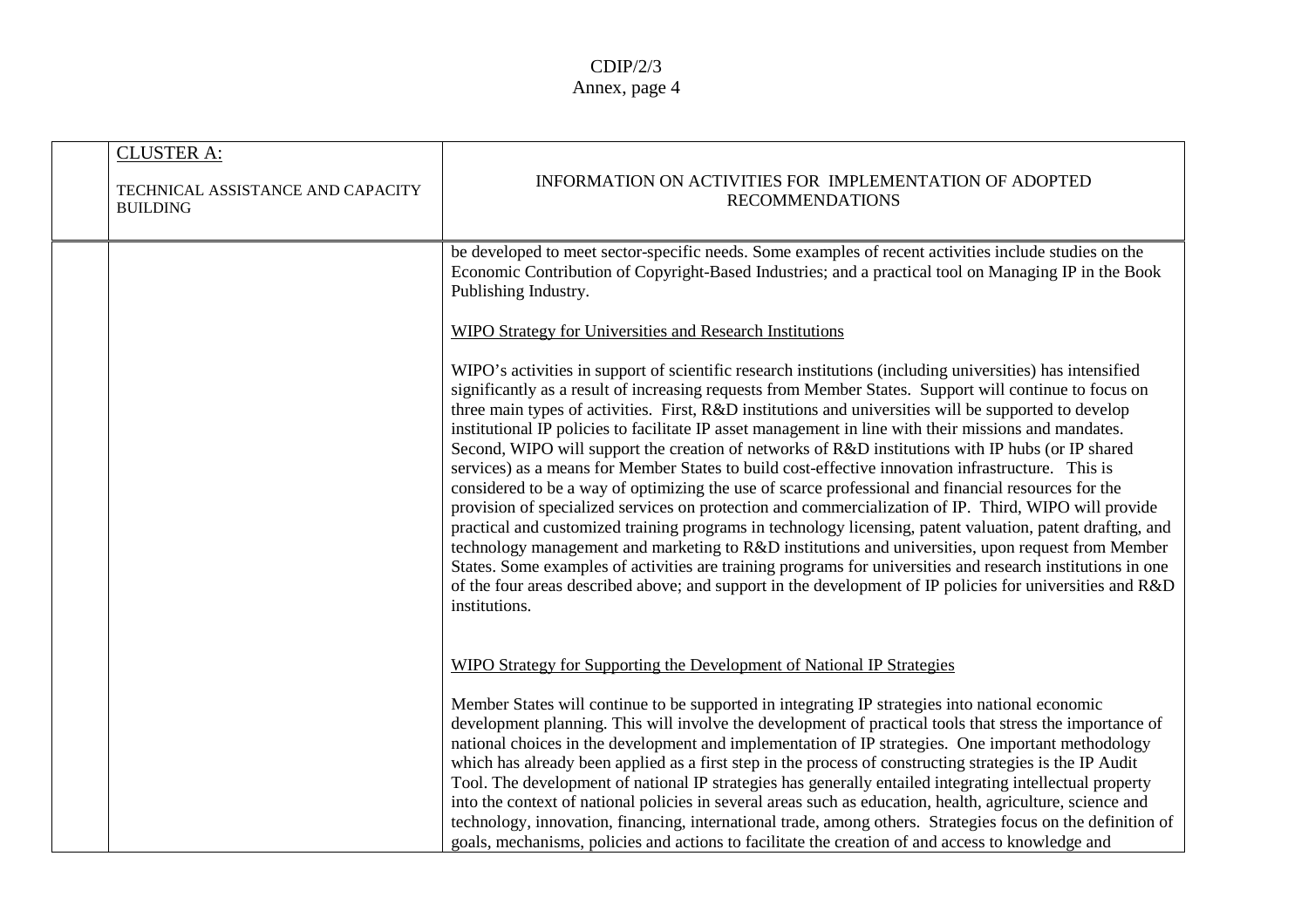| CLUSTER A: TECHNICAL ASSISTANCE AND CAPACITY BUILDING | INFORMATION ON ACTIVITIES FOR IMPLEMENTATION OF ADOPTED RECOMMENDATIONS |
|---|---|
| | be developed to meet sector-specific needs. Some examples of recent activities include studies on the Economic Contribution of Copyright-Based Industries; and a practical tool on Managing IP in the Book Publishing Industry.<br><br>WIPO Strategy for Universities and Research Institutions<br><br>WIPO's activities in support of scientific research institutions (including universities) has intensified significantly as a result of increasing requests from Member States. Support will continue to focus on three main types of activities. First, R&D institutions and universities will be supported to develop institutional IP policies to facilitate IP asset management in line with their missions and mandates. Second, WIPO will support the creation of networks of R&D institutions with IP hubs (or IP shared services) as a means for Member States to build cost-effective innovation infrastructure. This is considered to be a way of optimizing the use of scarce professional and financial resources for the provision of specialized services on protection and commercialization of IP. Third, WIPO will provide practical and customized training programs in technology licensing, patent valuation, patent drafting, and technology management and marketing to R&D institutions and universities, upon request from Member States. Some examples of activities are training programs for universities and research institutions in one of the four areas described above; and support in the development of IP policies for universities and R&D institutions.<br><br>WIPO Strategy for Supporting the Development of National IP Strategies<br><br>Member States will continue to be supported in integrating IP strategies into national economic development planning. This will involve the development of practical tools that stress the importance of national choices in the development and implementation of IP strategies. One important methodology which has already been applied as a first step in the process of constructing strategies is the IP Audit Tool. The development of national IP strategies has generally entailed integrating intellectual property into the context of national policies in several areas such as education, health, agriculture, science and technology, innovation, financing, international trade, among others. Strategies focus on the definition of goals, mechanisms, policies and actions to facilitate the creation of and access to knowledge and |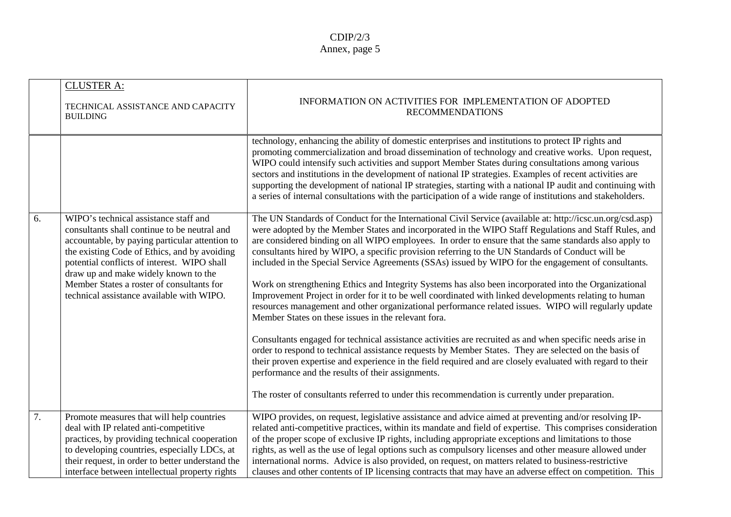| | CLUSTER A:<br><br>TECHNICAL ASSISTANCE AND CAPACITY BUILDING | INFORMATION ON ACTIVITIES FOR IMPLEMENTATION OF ADOPTED RECOMMENDATIONS |
|---|---|---|
| | | technology, enhancing the ability of domestic enterprises and institutions to protect IP rights and promoting commercialization and broad dissemination of technology and creative works. Upon request, WIPO could intensify such activities and support Member States during consultations among various sectors and institutions in the development of national IP strategies. Examples of recent activities are supporting the development of national IP strategies, starting with a national IP audit and continuing with a series of internal consultations with the participation of a wide range of institutions and stakeholders. |
| 6. | WIPO's technical assistance staff and consultants shall continue to be neutral and accountable, by paying particular attention to the existing Code of Ethics, and by avoiding potential conflicts of interest. WIPO shall draw up and make widely known to the Member States a roster of consultants for technical assistance available with WIPO. | The UN Standards of Conduct for the International Civil Service (available at: http://icsc.un.org/csd.asp) were adopted by the Member States and incorporated in the WIPO Staff Regulations and Staff Rules, and are considered binding on all WIPO employees. In order to ensure that the same standards also apply to consultants hired by WIPO, a specific provision referring to the UN Standards of Conduct will be included in the Special Service Agreements (SSAs) issued by WIPO for the engagement of consultants.<br><br>Work on strengthening Ethics and Integrity Systems has also been incorporated into the Organizational Improvement Project in order for it to be well coordinated with linked developments relating to human resources management and other organizational performance related issues. WIPO will regularly update Member States on these issues in the relevant fora.<br><br>Consultants engaged for technical assistance activities are recruited as and when specific needs arise in order to respond to technical assistance requests by Member States. They are selected on the basis of their proven expertise and experience in the field required and are closely evaluated with regard to their performance and the results of their assignments.<br><br>The roster of consultants referred to under this recommendation is currently under preparation. |
| 7. | Promote measures that will help countries deal with IP related anti-competitive practices, by providing technical cooperation to developing countries, especially LDCs, at their request, in order to better understand the interface between intellectual property rights | WIPO provides, on request, legislative assistance and advice aimed at preventing and/or resolving IP-related anti-competitive practices, within its mandate and field of expertise. This comprises consideration of the proper scope of exclusive IP rights, including appropriate exceptions and limitations to those rights, as well as the use of legal options such as compulsory licenses and other measure allowed under international norms. Advice is also provided, on request, on matters related to business-restrictive clauses and other contents of IP licensing contracts that may have an adverse effect on competition. This |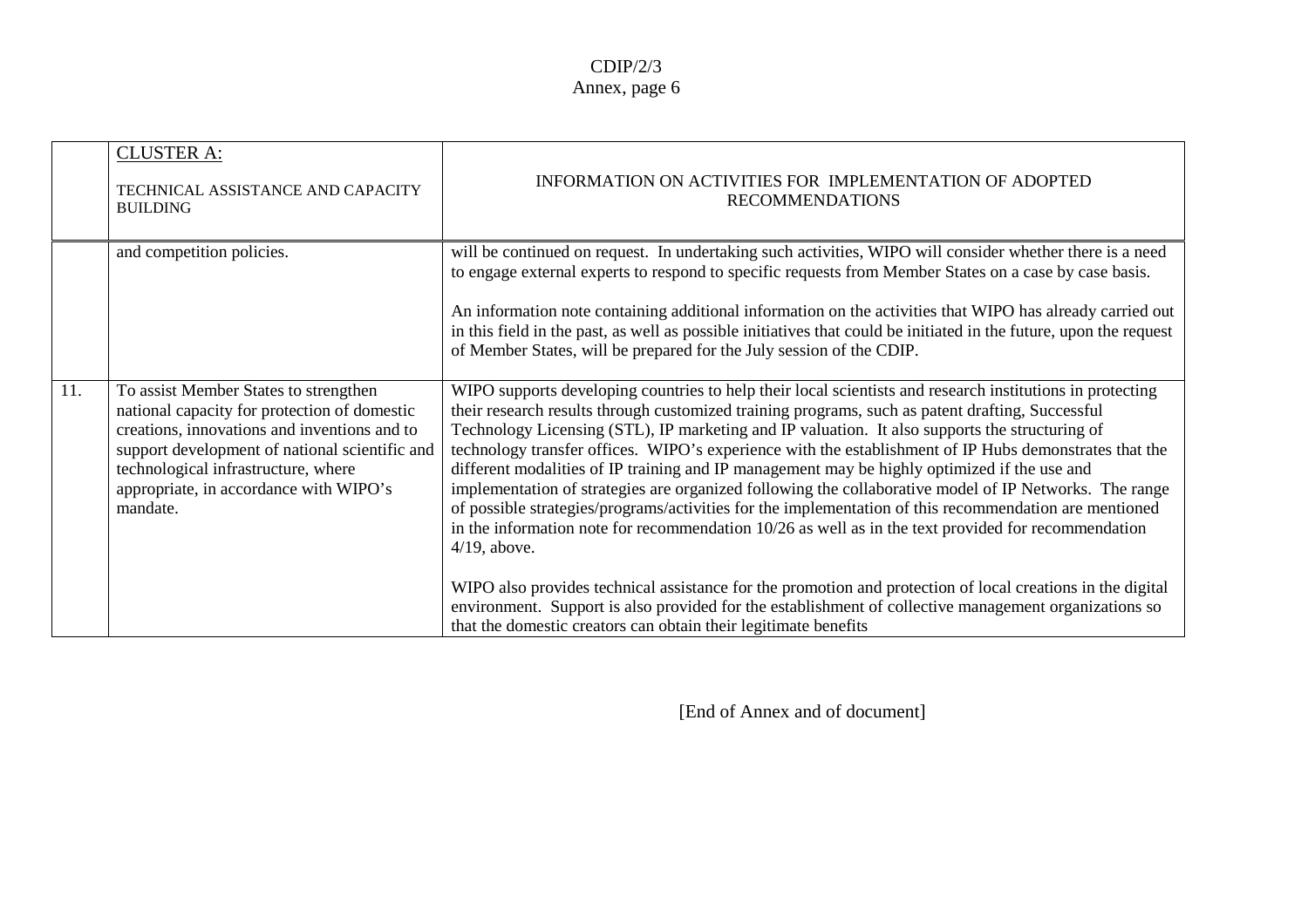| | CLUSTER A:<br><br>TECHNICAL ASSISTANCE AND CAPACITY BUILDING | INFORMATION ON ACTIVITIES FOR IMPLEMENTATION OF ADOPTED RECOMMENDATIONS |
|---|---|---|
| | and competition policies. | will be continued on request. In undertaking such activities, WIPO will consider whether there is a need to engage external experts to respond to specific requests from Member States on a case by case basis.<br><br>An information note containing additional information on the activities that WIPO has already carried out in this field in the past, as well as possible initiatives that could be initiated in the future, upon the request of Member States, will be prepared for the July session of the CDIP. |
| 11. | To assist Member States to strengthen national capacity for protection of domestic creations, innovations and inventions and to support development of national scientific and technological infrastructure, where appropriate, in accordance with WIPO's mandate. | WIPO supports developing countries to help their local scientists and research institutions in protecting their research results through customized training programs, such as patent drafting, Successful Technology Licensing (STL), IP marketing and IP valuation. It also supports the structuring of technology transfer offices. WIPO's experience with the establishment of IP Hubs demonstrates that the different modalities of IP training and IP management may be highly optimized if the use and implementation of strategies are organized following the collaborative model of IP Networks. The range of possible strategies/programs/activities for the implementation of this recommendation are mentioned in the information note for recommendation 10/26 as well as in the text provided for recommendation 4/19, above.<br><br>WIPO also provides technical assistance for the promotion and protection of local creations in the digital environment. Support is also provided for the establishment of collective management organizations so that the domestic creators can obtain their legitimate benefits |

[End of Annex and of document]